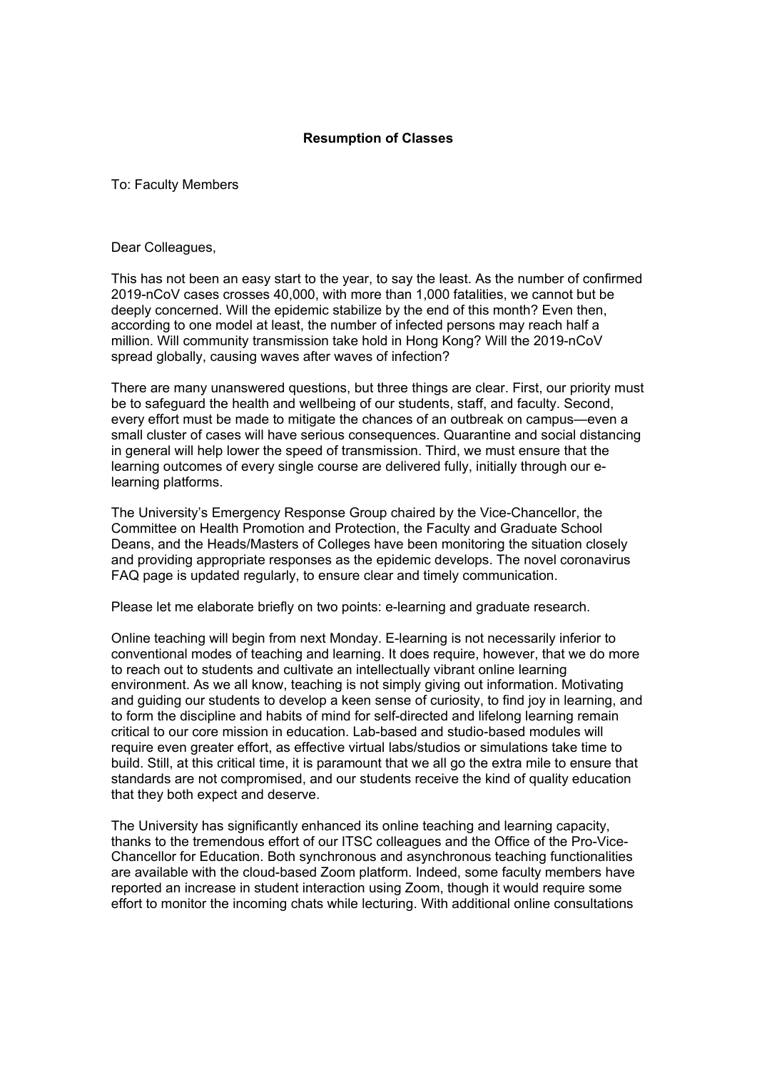**Resumption of Classes**

To: Faculty Members

Dear Colleagues,

This has not been an easy start to the year, to say the least. As the number of confirmed 2019-nCoV cases crosses 40,000, with more than 1,000 fatalities, we cannot but be deeply concerned. Will the epidemic stabilize by the end of this month? Even then, according to one model at least, the number of infected persons may reach half a million. Will community transmission take hold in Hong Kong? Will the 2019-nCoV spread globally, causing waves after waves of infection?

There are many unanswered questions, but three things are clear. First, our priority must be to safeguard the health and wellbeing of our students, staff, and faculty. Second, every effort must be made to mitigate the chances of an outbreak on campus—even a small cluster of cases will have serious consequences. Quarantine and social distancing in general will help lower the speed of transmission. Third, we must ensure that the learning outcomes of every single course are delivered fully, initially through our e-learning platforms.

The University's Emergency Response Group chaired by the Vice-Chancellor, the Committee on Health Promotion and Protection, the Faculty and Graduate School Deans, and the Heads/Masters of Colleges have been monitoring the situation closely and providing appropriate responses as the epidemic develops. The novel coronavirus FAQ page is updated regularly, to ensure clear and timely communication.

Please let me elaborate briefly on two points: e-learning and graduate research.

Online teaching will begin from next Monday. E-learning is not necessarily inferior to conventional modes of teaching and learning. It does require, however, that we do more to reach out to students and cultivate an intellectually vibrant online learning environment. As we all know, teaching is not simply giving out information. Motivating and guiding our students to develop a keen sense of curiosity, to find joy in learning, and to form the discipline and habits of mind for self-directed and lifelong learning remain critical to our core mission in education. Lab-based and studio-based modules will require even greater effort, as effective virtual labs/studios or simulations take time to build. Still, at this critical time, it is paramount that we all go the extra mile to ensure that standards are not compromised, and our students receive the kind of quality education that they both expect and deserve.

The University has significantly enhanced its online teaching and learning capacity, thanks to the tremendous effort of our ITSC colleagues and the Office of the Pro-Vice-Chancellor for Education. Both synchronous and asynchronous teaching functionalities are available with the cloud-based Zoom platform. Indeed, some faculty members have reported an increase in student interaction using Zoom, though it would require some effort to monitor the incoming chats while lecturing. With additional online consultations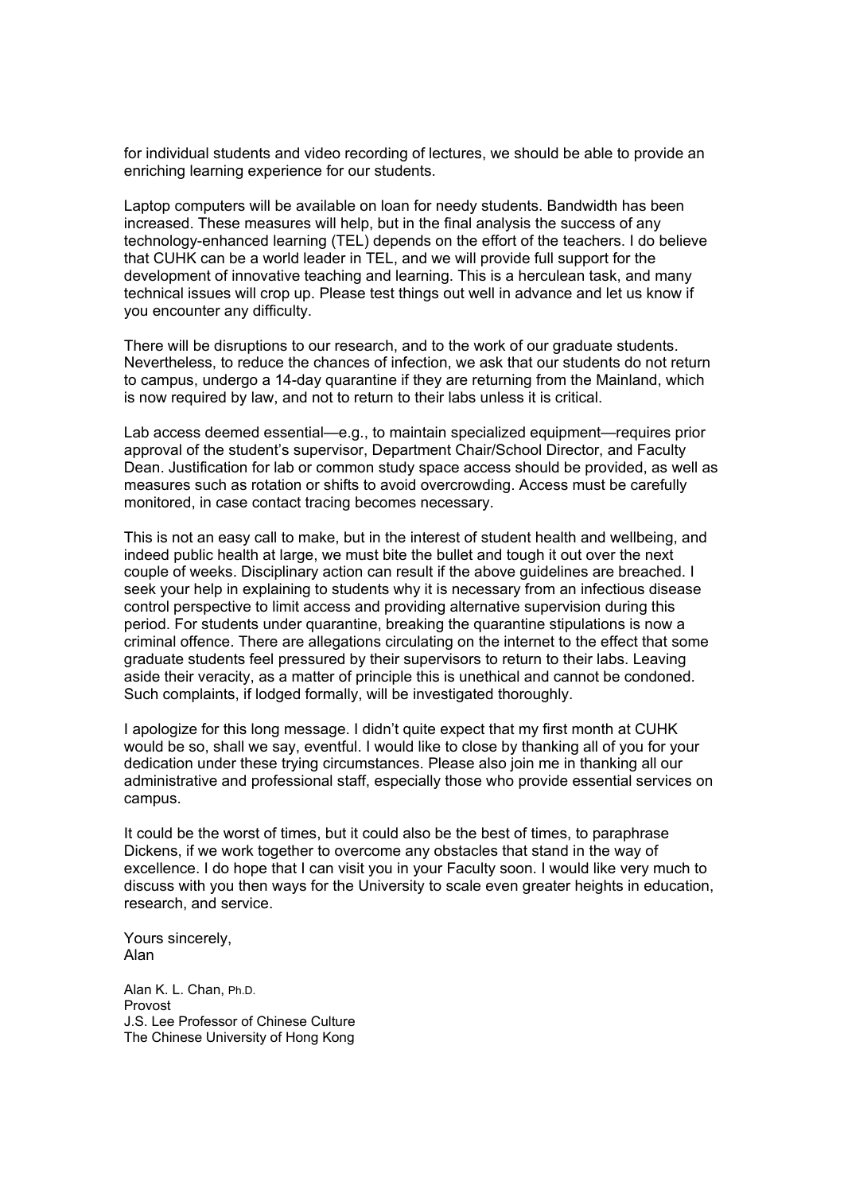for individual students and video recording of lectures, we should be able to provide an enriching learning experience for our students.

Laptop computers will be available on loan for needy students. Bandwidth has been increased. These measures will help, but in the final analysis the success of any technology-enhanced learning (TEL) depends on the effort of the teachers. I do believe that CUHK can be a world leader in TEL, and we will provide full support for the development of innovative teaching and learning. This is a herculean task, and many technical issues will crop up. Please test things out well in advance and let us know if you encounter any difficulty.

There will be disruptions to our research, and to the work of our graduate students. Nevertheless, to reduce the chances of infection, we ask that our students do not return to campus, undergo a 14-day quarantine if they are returning from the Mainland, which is now required by law, and not to return to their labs unless it is critical.

Lab access deemed essential—e.g., to maintain specialized equipment—requires prior approval of the student's supervisor, Department Chair/School Director, and Faculty Dean. Justification for lab or common study space access should be provided, as well as measures such as rotation or shifts to avoid overcrowding. Access must be carefully monitored, in case contact tracing becomes necessary.

This is not an easy call to make, but in the interest of student health and wellbeing, and indeed public health at large, we must bite the bullet and tough it out over the next couple of weeks. Disciplinary action can result if the above guidelines are breached. I seek your help in explaining to students why it is necessary from an infectious disease control perspective to limit access and providing alternative supervision during this period. For students under quarantine, breaking the quarantine stipulations is now a criminal offence. There are allegations circulating on the internet to the effect that some graduate students feel pressured by their supervisors to return to their labs. Leaving aside their veracity, as a matter of principle this is unethical and cannot be condoned. Such complaints, if lodged formally, will be investigated thoroughly.

I apologize for this long message. I didn't quite expect that my first month at CUHK would be so, shall we say, eventful. I would like to close by thanking all of you for your dedication under these trying circumstances. Please also join me in thanking all our administrative and professional staff, especially those who provide essential services on campus.

It could be the worst of times, but it could also be the best of times, to paraphrase Dickens, if we work together to overcome any obstacles that stand in the way of excellence. I do hope that I can visit you in your Faculty soon. I would like very much to discuss with you then ways for the University to scale even greater heights in education, research, and service.

Yours sincerely,
Alan

Alan K. L. Chan, Ph.D.
Provost
J.S. Lee Professor of Chinese Culture
The Chinese University of Hong Kong